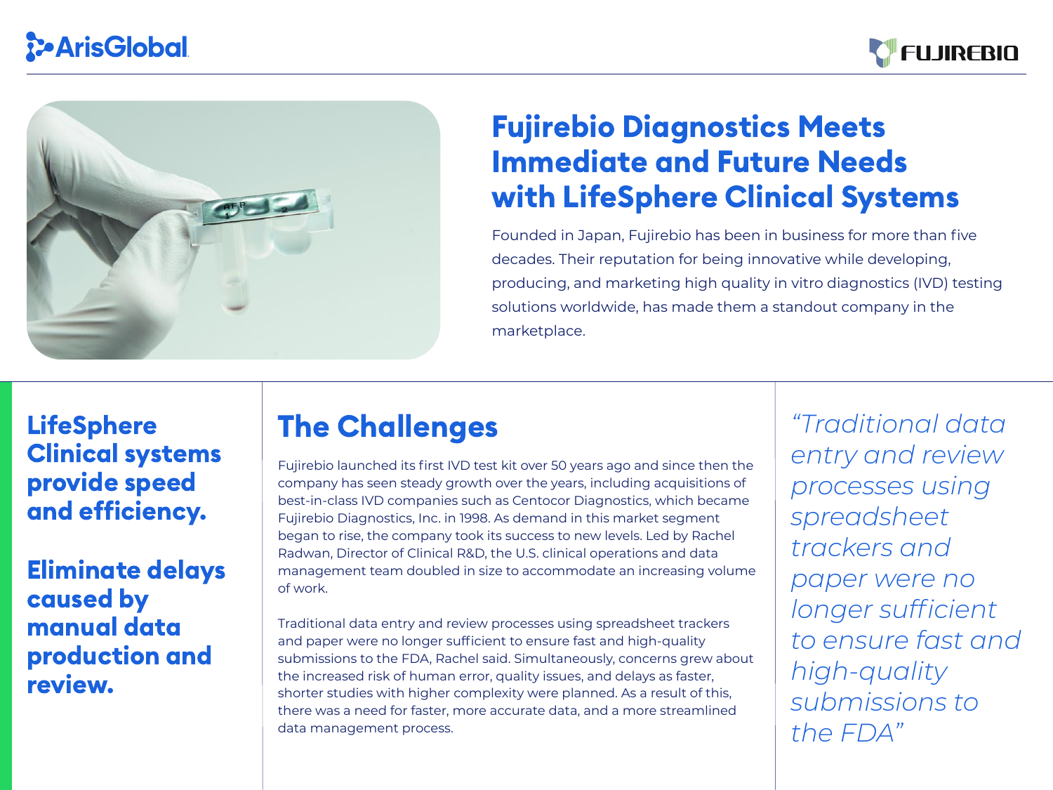# Fujirebio Diagnostics Meets Immediate and Future Needs with LifeSphere Clinical Systems

Founded in Japan, Fujirebio has been in business for more than five decades. Their reputation for being innovative while developing, producing, and marketing high quality in vitro diagnostics (IVD) testing solutions worldwide, has made them a standout company in the marketplace.

**LifeSphere Clinical systems provide speed and efficiency.**

**Eliminate delays caused by manual data production and review.**

## The Challenges

Fujirebio launched its first IVD test kit over 50 years ago and since then the company has seen steady growth over the years, including acquisitions of best-in-class IVD companies such as Centocor Diagnostics, which became Fujirebio Diagnostics, Inc. in 1998. As demand in this market segment began to rise, the company took its success to new levels. Led by Rachel Radwan, Director of Clinical R&D, the U.S. clinical operations and data management team doubled in size to accommodate an increasing volume of work.

Traditional data entry and review processes using spreadsheet trackers and paper were no longer sufficient to ensure fast and high-quality submissions to the FDA, Rachel said. Simultaneously, concerns grew about the increased risk of human error, quality issues, and delays as faster, shorter studies with higher complexity were planned. As a result of this, there was a need for faster, more accurate data, and a more streamlined data management process.

*"Traditional data entry and review processes using spreadsheet trackers and paper were no longer sufficient to ensure fast and high-quality submissions to the FDA"*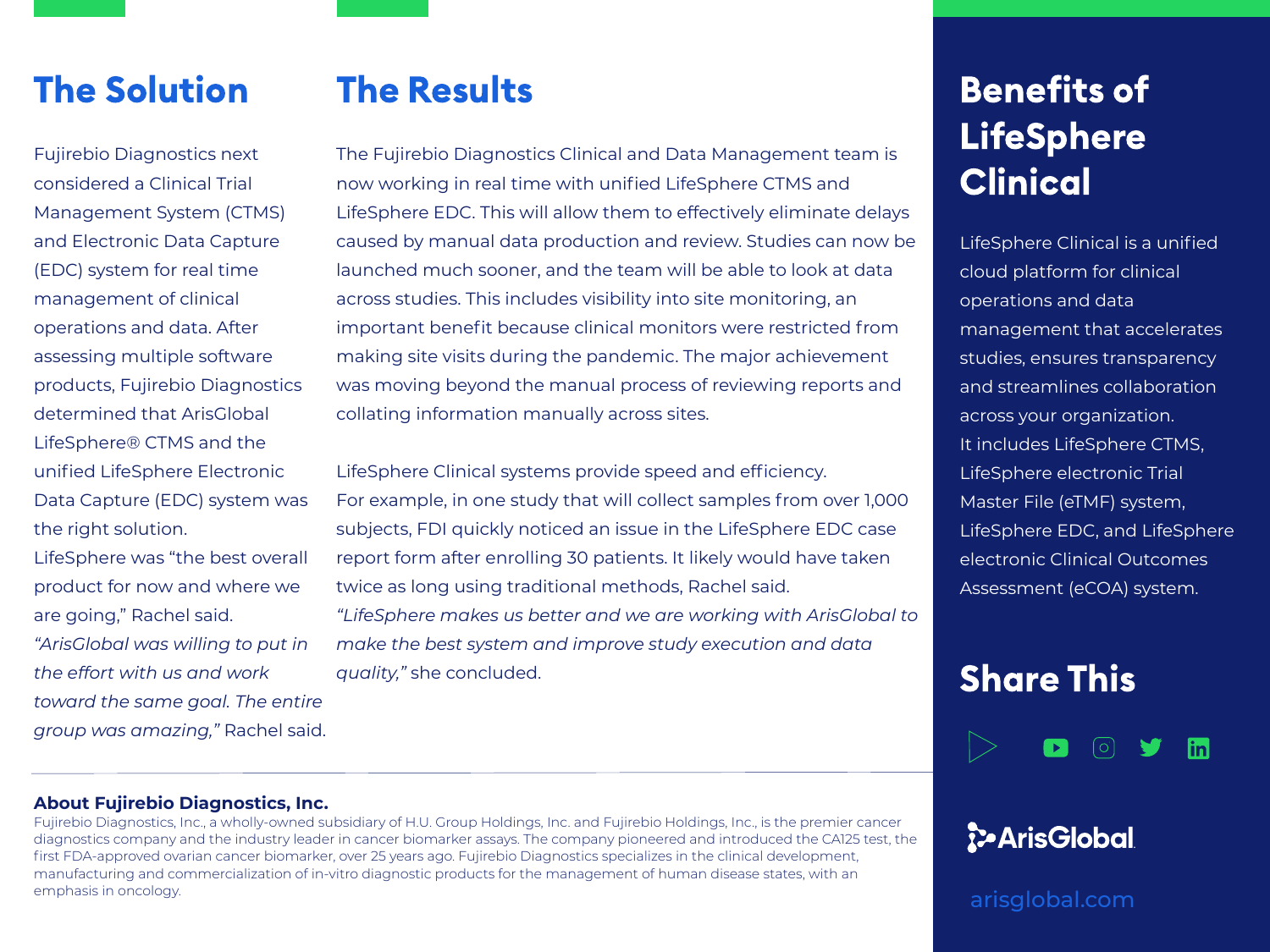## The Solution

Fujirebio Diagnostics next considered a Clinical Trial Management System (CTMS) and Electronic Data Capture (EDC) system for real time management of clinical operations and data. After assessing multiple software products, Fujirebio Diagnostics determined that ArisGlobal LifeSphere® CTMS and the unified LifeSphere Electronic Data Capture (EDC) system was the right solution.

LifeSphere was "the best overall product for now and where we are going," Rachel said.

*"ArisGlobal was willing to put in the effort with us and work toward the same goal. The entire group was amazing,"* Rachel said.

## The Results

The Fujirebio Diagnostics Clinical and Data Management team is now working in real time with unified LifeSphere CTMS and LifeSphere EDC. This will allow them to effectively eliminate delays caused by manual data production and review. Studies can now be launched much sooner, and the team will be able to look at data across studies. This includes visibility into site monitoring, an important benefit because clinical monitors were restricted from making site visits during the pandemic. The major achievement was moving beyond the manual process of reviewing reports and collating information manually across sites.

LifeSphere Clinical systems provide speed and efficiency. For example, in one study that will collect samples from over 1,000 subjects, FDI quickly noticed an issue in the LifeSphere EDC case report form after enrolling 30 patients. It likely would have taken twice as long using traditional methods, Rachel said.

*"LifeSphere makes us better and we are working with ArisGlobal to make the best system and improve study execution and data quality,"* she concluded.

## Benefits of LifeSphere Clinical

LifeSphere Clinical is a unified cloud platform for clinical operations and data management that accelerates studies, ensures transparency and streamlines collaboration across your organization.

It includes LifeSphere CTMS, LifeSphere electronic Trial Master File (eTMF) system, LifeSphere EDC, and LifeSphere electronic Clinical Outcomes Assessment (eCOA) system.

## Share This

**About Fujirebio Diagnostics, Inc.**

Fujirebio Diagnostics, Inc., a wholly-owned subsidiary of H.U. Group Holdings, Inc. and Fujirebio Holdings, Inc., is the premier cancer diagnostics company and the industry leader in cancer biomarker assays. The company pioneered and introduced the CA125 test, the first FDA-approved ovarian cancer biomarker, over 25 years ago. Fujirebio Diagnostics specializes in the clinical development, manufacturing and commercialization of in-vitro diagnostic products for the management of human disease states, with an emphasis in oncology.

ArisGlobal

arisglobal.com